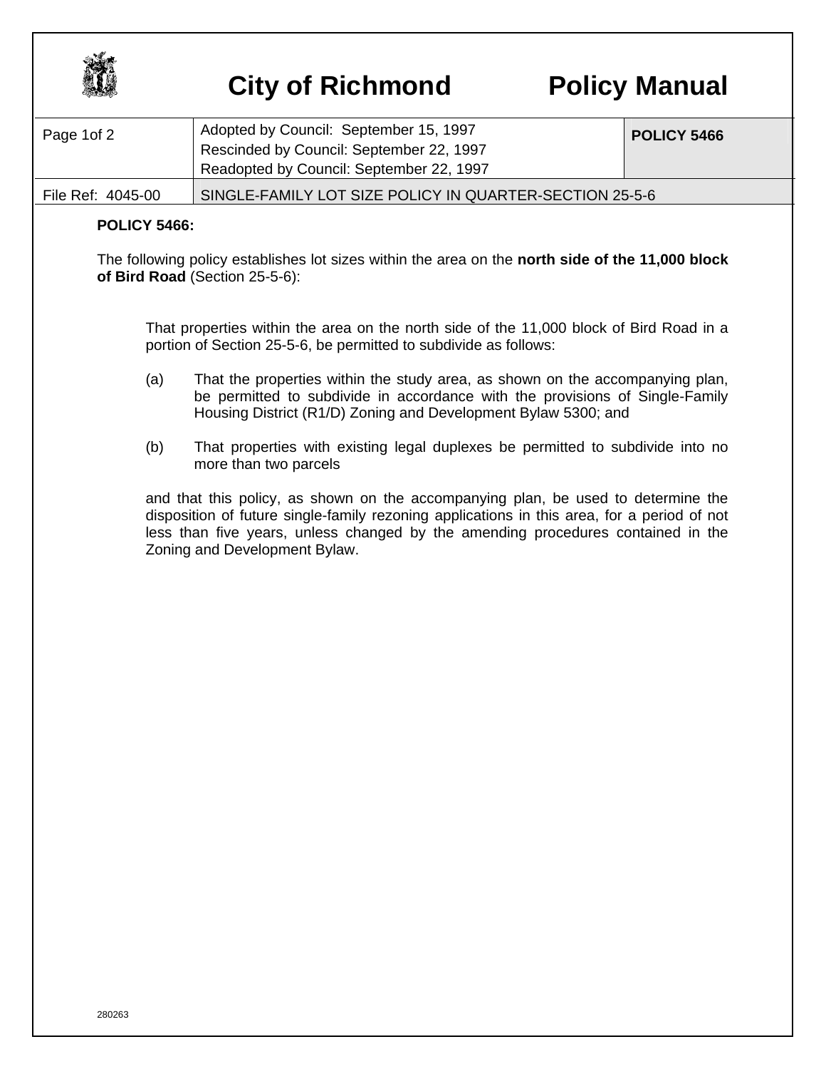# City of Richmond Policy Manual

| Page 1of 2 | Adopted by Council: September 15, 1997<br>Rescinded by Council: September 22, 1997<br>Readopted by Council: September 22, 1997 | POLICY 5466 |
|---|---|---|
| File Ref: 4045-00 | SINGLE-FAMILY LOT SIZE POLICY IN QUARTER-SECTION 25-5-6 | |

**POLICY 5466:**

The following policy establishes lot sizes within the area on the **north side of the 11,000 block of Bird Road** (Section 25-5-6):

That properties within the area on the north side of the 11,000 block of Bird Road in a portion of Section 25-5-6, be permitted to subdivide as follows:

(a) That the properties within the study area, as shown on the accompanying plan, be permitted to subdivide in accordance with the provisions of Single-Family Housing District (R1/D) Zoning and Development Bylaw 5300; and

(b) That properties with existing legal duplexes be permitted to subdivide into no more than two parcels

and that this policy, as shown on the accompanying plan, be used to determine the disposition of future single-family rezoning applications in this area, for a period of not less than five years, unless changed by the amending procedures contained in the Zoning and Development Bylaw.

280263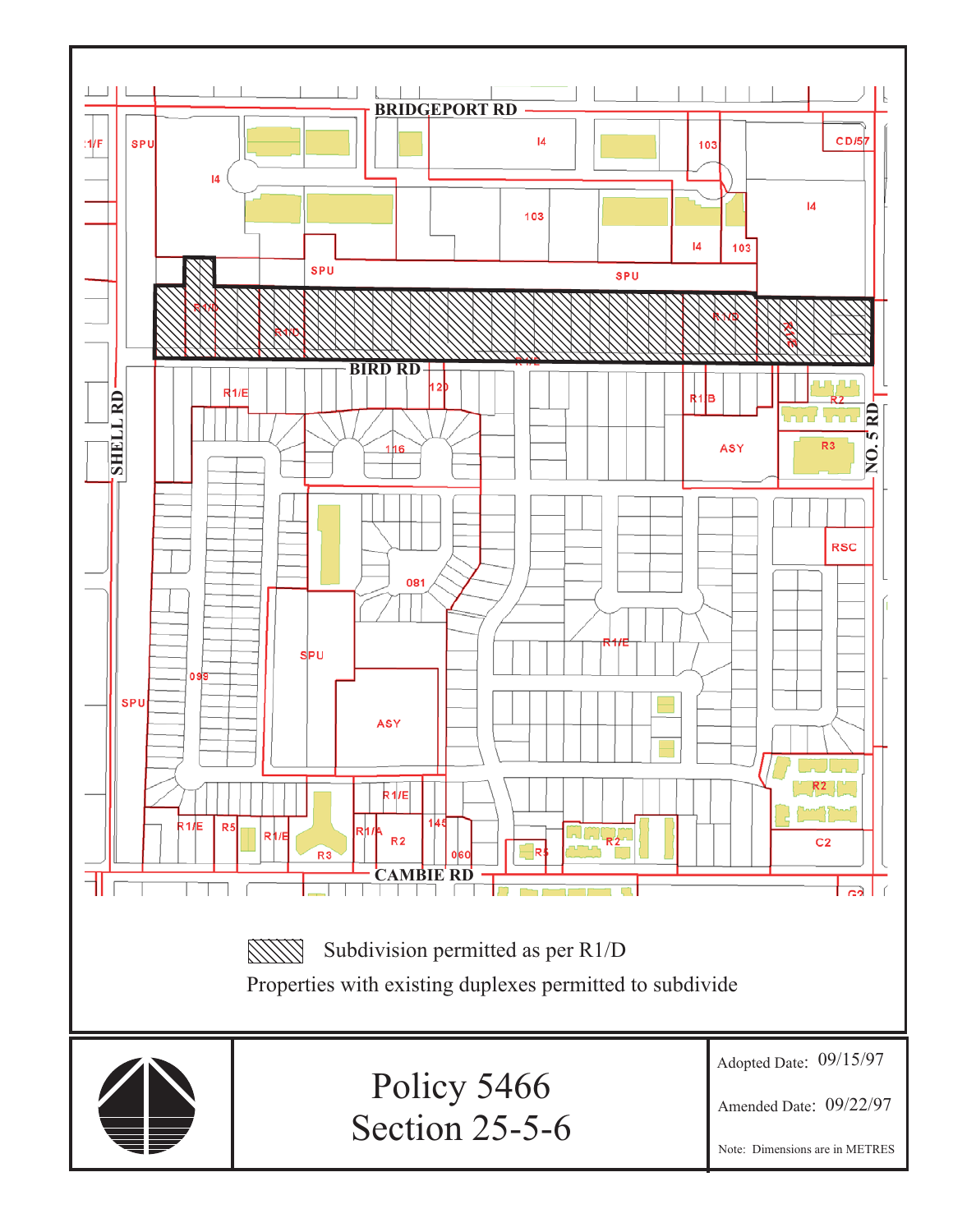BRIDGEPORT RD

BIRD RD

SHELL RD

NO. 5 RD

CAMBIE RD

Subdivision permitted as per R1/D

Properties with existing duplexes permitted to subdivide

Policy 5466
Section 25-5-6

Adopted Date: 09/15/97

Amended Date: 09/22/97

Note: Dimensions are in METRES